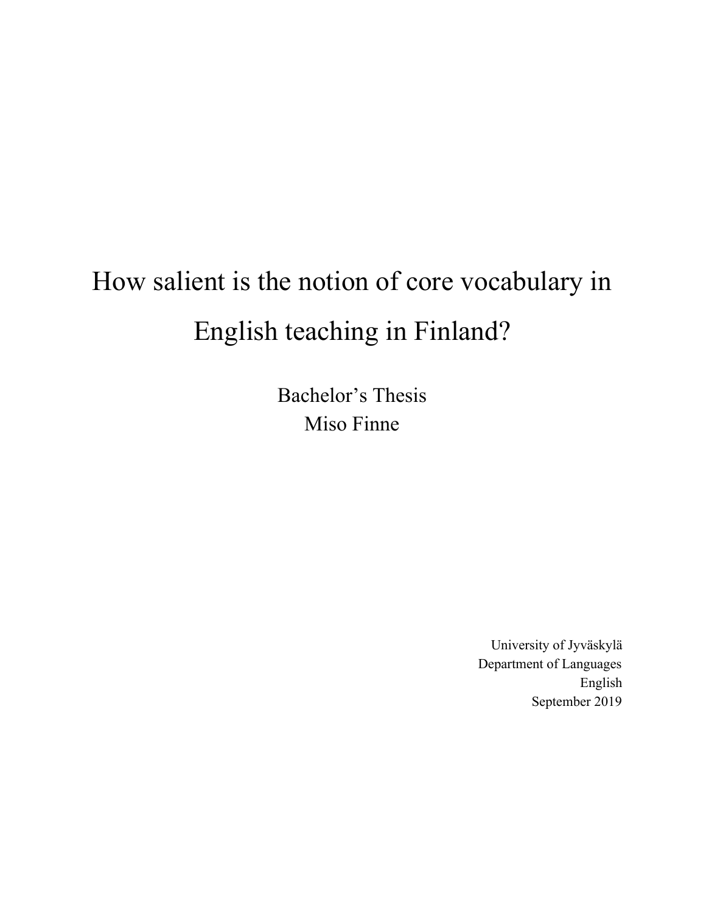# How salient is the notion of core vocabulary in English teaching in Finland?

Bachelor's Thesis

Miso Finne

University of Jyväskylä

Department of Languages

English

September 2019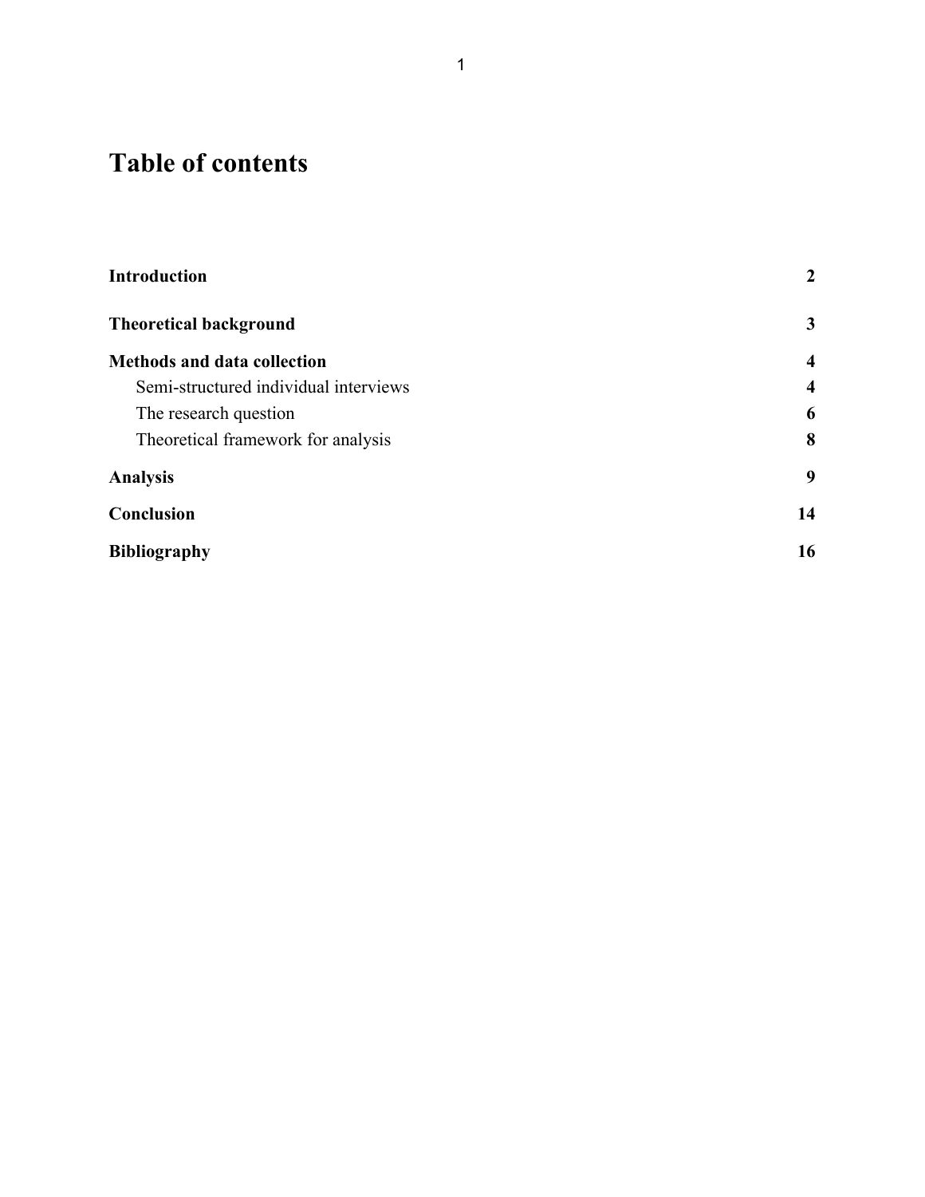# Table of contents

| | |
|---|---|
| **Introduction** | **2** |
| **Theoretical background** | **3** |
| **Methods and data collection** | **4** |
| Semi-structured individual interviews | **4** |
| The research question | **6** |
| Theoretical framework for analysis | **8** |
| **Analysis** | **9** |
| **Conclusion** | **14** |
| **Bibliography** | **16** |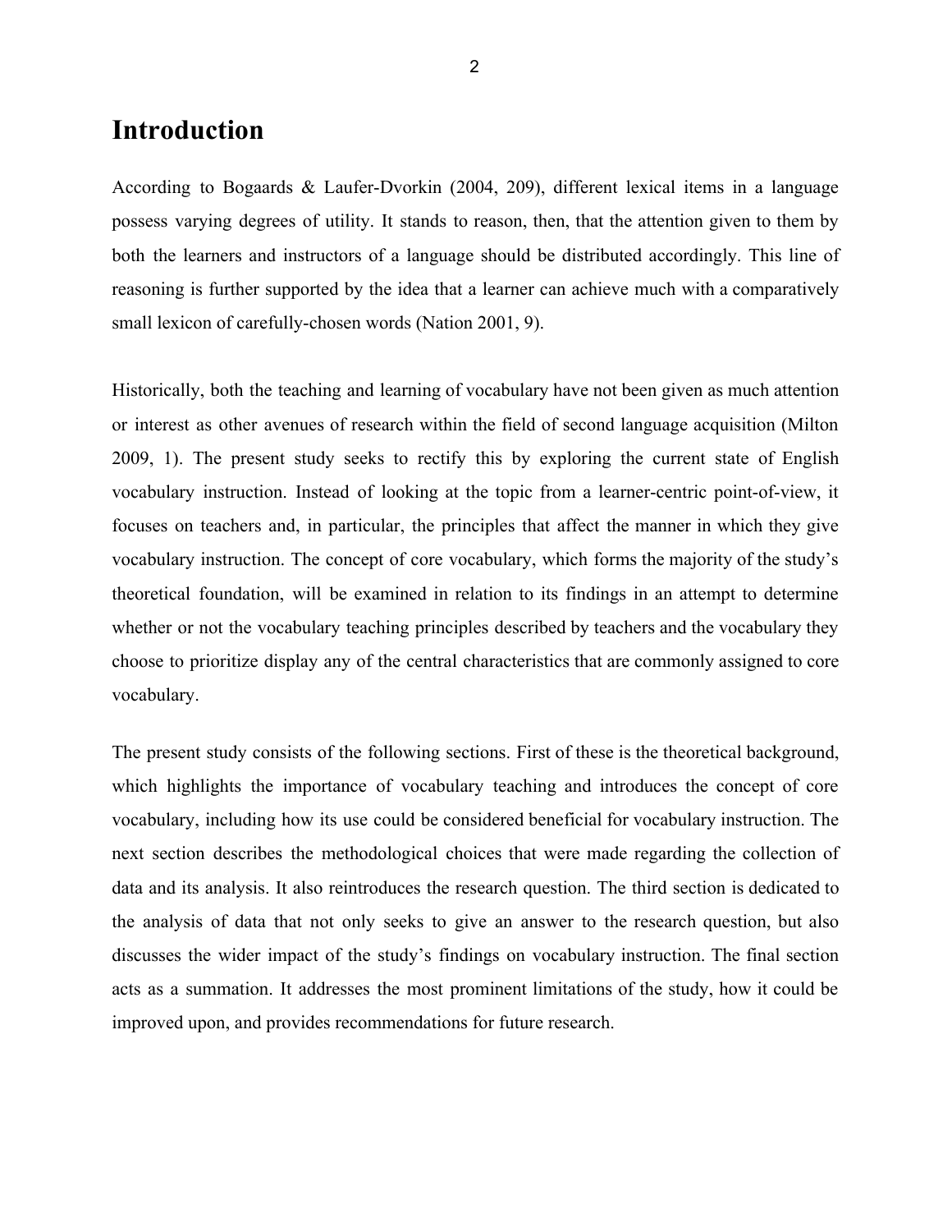# Introduction

According to Bogaards & Laufer-Dvorkin (2004, 209), different lexical items in a language possess varying degrees of utility. It stands to reason, then, that the attention given to them by both the learners and instructors of a language should be distributed accordingly. This line of reasoning is further supported by the idea that a learner can achieve much with a comparatively small lexicon of carefully-chosen words (Nation 2001, 9).

Historically, both the teaching and learning of vocabulary have not been given as much attention or interest as other avenues of research within the field of second language acquisition (Milton 2009, 1). The present study seeks to rectify this by exploring the current state of English vocabulary instruction. Instead of looking at the topic from a learner-centric point-of-view, it focuses on teachers and, in particular, the principles that affect the manner in which they give vocabulary instruction. The concept of core vocabulary, which forms the majority of the study's theoretical foundation, will be examined in relation to its findings in an attempt to determine whether or not the vocabulary teaching principles described by teachers and the vocabulary they choose to prioritize display any of the central characteristics that are commonly assigned to core vocabulary.

The present study consists of the following sections. First of these is the theoretical background, which highlights the importance of vocabulary teaching and introduces the concept of core vocabulary, including how its use could be considered beneficial for vocabulary instruction. The next section describes the methodological choices that were made regarding the collection of data and its analysis. It also reintroduces the research question. The third section is dedicated to the analysis of data that not only seeks to give an answer to the research question, but also discusses the wider impact of the study's findings on vocabulary instruction. The final section acts as a summation. It addresses the most prominent limitations of the study, how it could be improved upon, and provides recommendations for future research.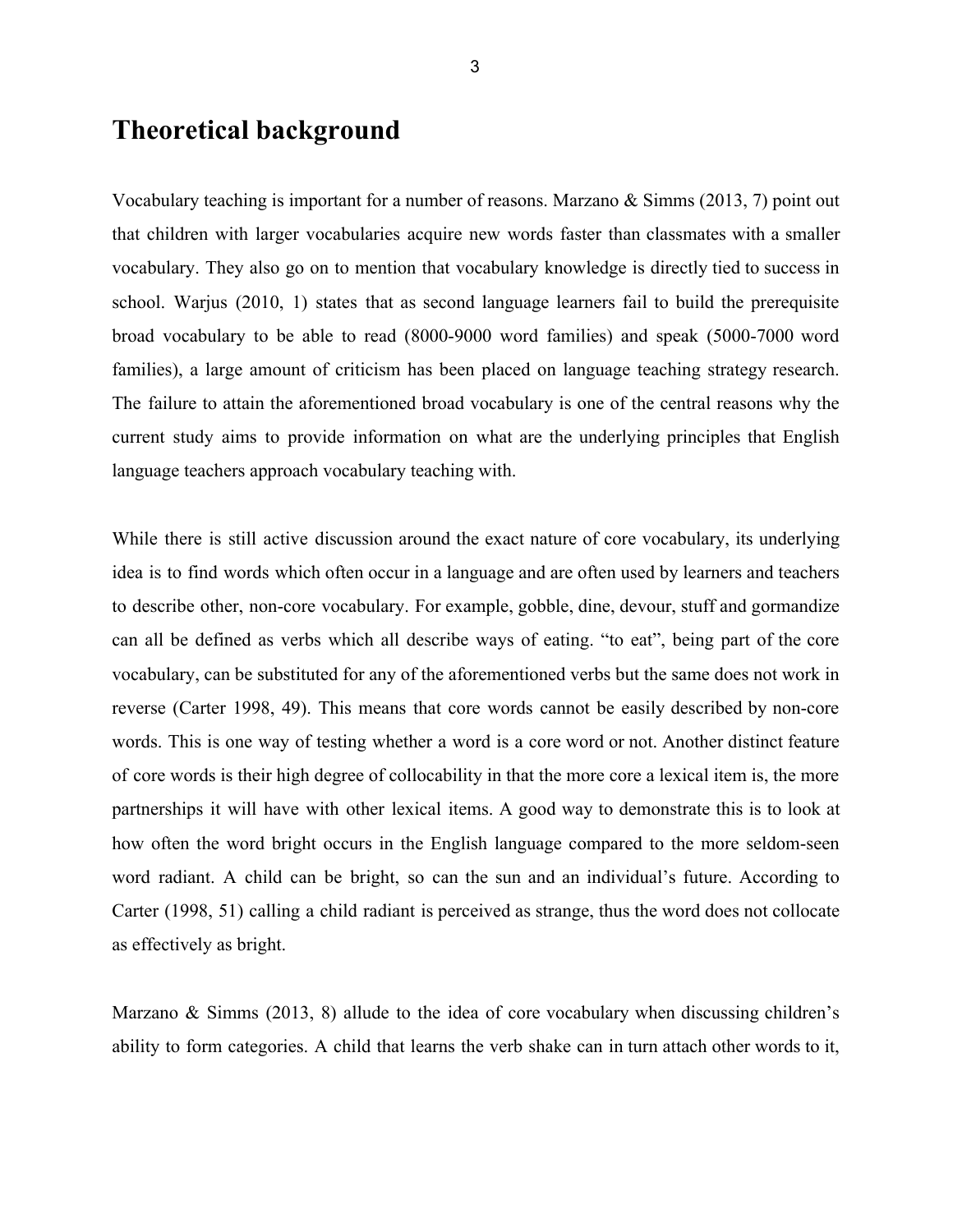# Theoretical background

Vocabulary teaching is important for a number of reasons. Marzano & Simms (2013, 7) point out that children with larger vocabularies acquire new words faster than classmates with a smaller vocabulary. They also go on to mention that vocabulary knowledge is directly tied to success in school. Warjus (2010, 1) states that as second language learners fail to build the prerequisite broad vocabulary to be able to read (8000-9000 word families) and speak (5000-7000 word families), a large amount of criticism has been placed on language teaching strategy research. The failure to attain the aforementioned broad vocabulary is one of the central reasons why the current study aims to provide information on what are the underlying principles that English language teachers approach vocabulary teaching with.

While there is still active discussion around the exact nature of core vocabulary, its underlying idea is to find words which often occur in a language and are often used by learners and teachers to describe other, non-core vocabulary. For example, gobble, dine, devour, stuff and gormandize can all be defined as verbs which all describe ways of eating. "to eat", being part of the core vocabulary, can be substituted for any of the aforementioned verbs but the same does not work in reverse (Carter 1998, 49). This means that core words cannot be easily described by non-core words. This is one way of testing whether a word is a core word or not. Another distinct feature of core words is their high degree of collocability in that the more core a lexical item is, the more partnerships it will have with other lexical items. A good way to demonstrate this is to look at how often the word bright occurs in the English language compared to the more seldom-seen word radiant. A child can be bright, so can the sun and an individual's future. According to Carter (1998, 51) calling a child radiant is perceived as strange, thus the word does not collocate as effectively as bright.

Marzano & Simms (2013, 8) allude to the idea of core vocabulary when discussing children's ability to form categories. A child that learns the verb shake can in turn attach other words to it,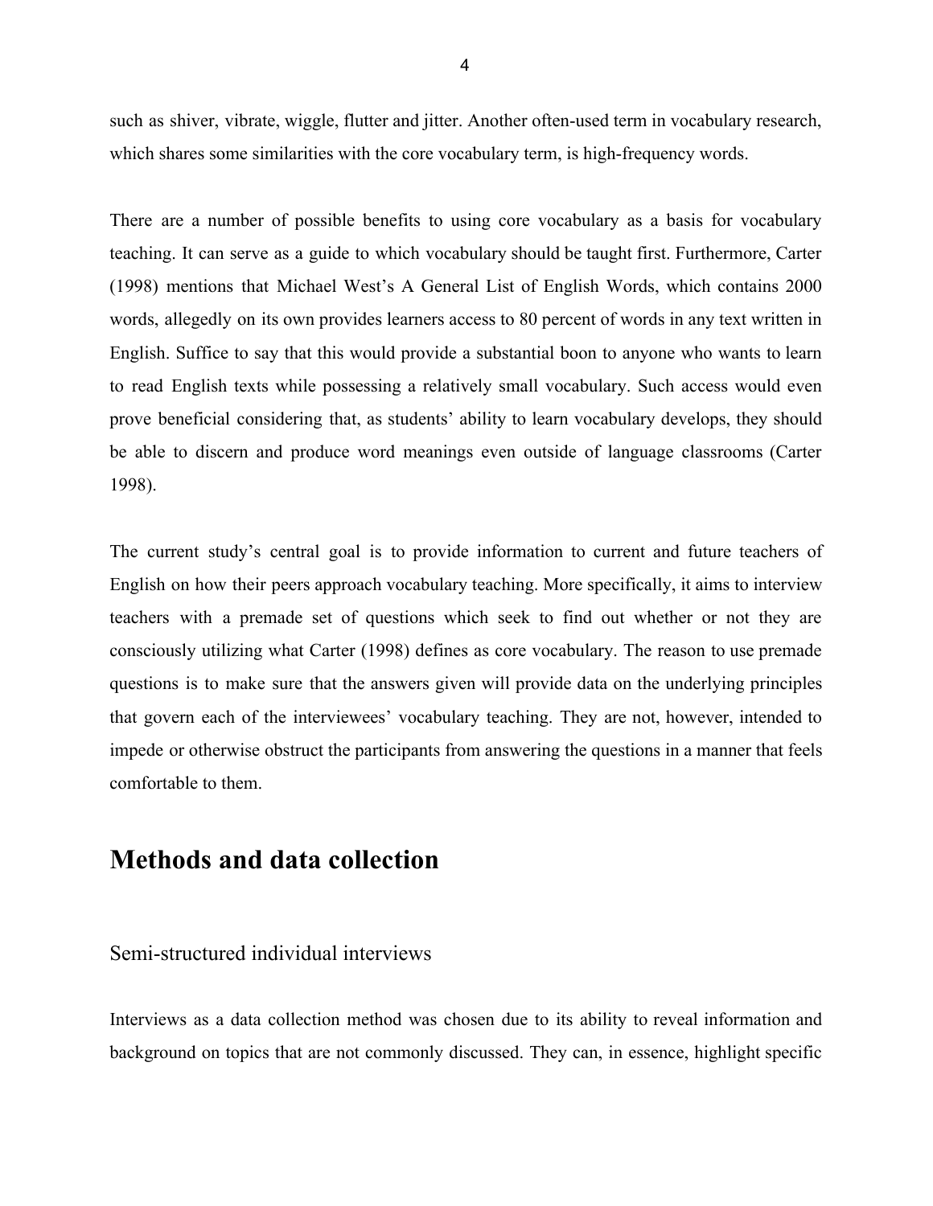such as shiver, vibrate, wiggle, flutter and jitter. Another often-used term in vocabulary research, which shares some similarities with the core vocabulary term, is high-frequency words.

There are a number of possible benefits to using core vocabulary as a basis for vocabulary teaching. It can serve as a guide to which vocabulary should be taught first. Furthermore, Carter (1998) mentions that Michael West's A General List of English Words, which contains 2000 words, allegedly on its own provides learners access to 80 percent of words in any text written in English. Suffice to say that this would provide a substantial boon to anyone who wants to learn to read English texts while possessing a relatively small vocabulary. Such access would even prove beneficial considering that, as students' ability to learn vocabulary develops, they should be able to discern and produce word meanings even outside of language classrooms (Carter 1998).

The current study's central goal is to provide information to current and future teachers of English on how their peers approach vocabulary teaching. More specifically, it aims to interview teachers with a premade set of questions which seek to find out whether or not they are consciously utilizing what Carter (1998) defines as core vocabulary. The reason to use premade questions is to make sure that the answers given will provide data on the underlying principles that govern each of the interviewees' vocabulary teaching. They are not, however, intended to impede or otherwise obstruct the participants from answering the questions in a manner that feels comfortable to them.

# Methods and data collection

## Semi-structured individual interviews

Interviews as a data collection method was chosen due to its ability to reveal information and background on topics that are not commonly discussed. They can, in essence, highlight specific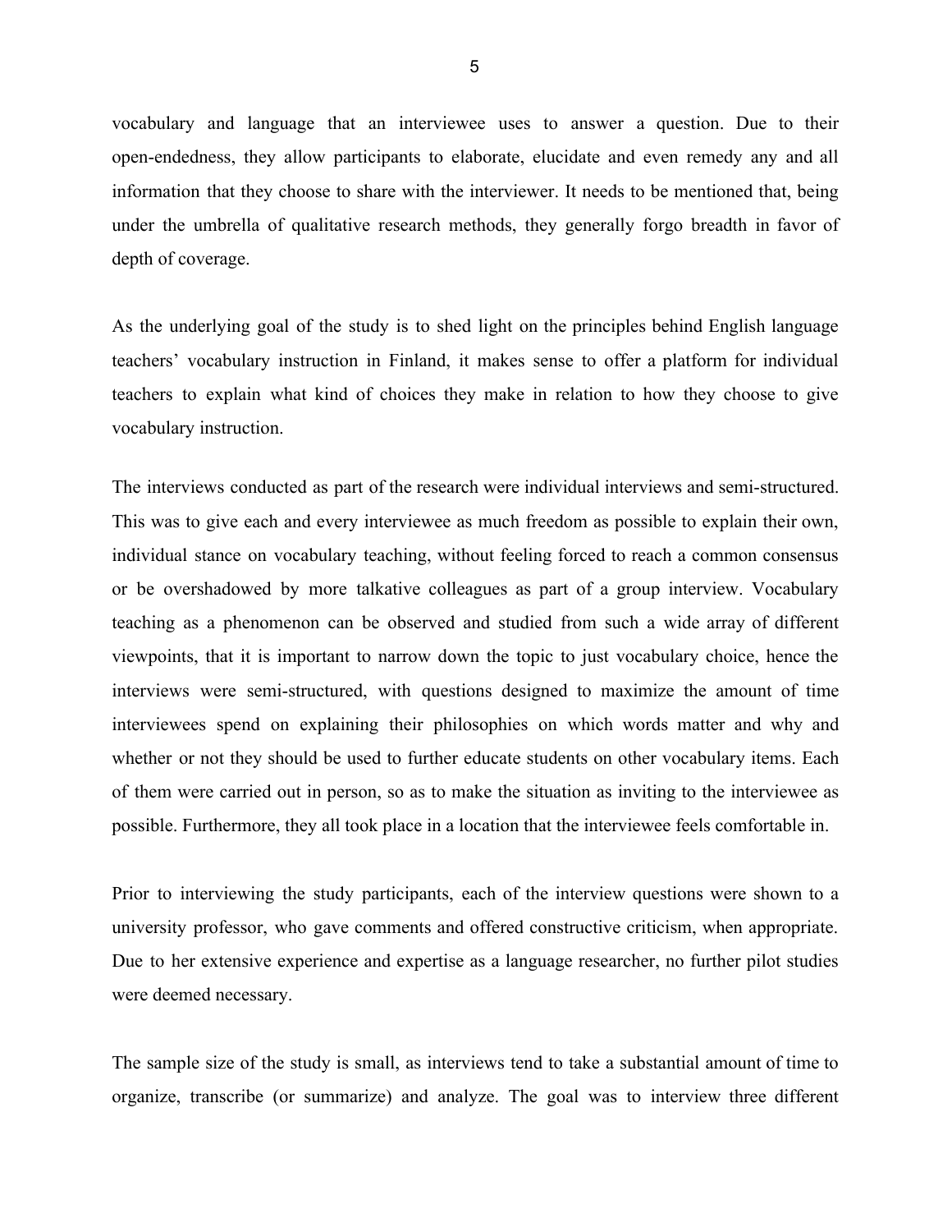vocabulary and language that an interviewee uses to answer a question. Due to their open-endedness, they allow participants to elaborate, elucidate and even remedy any and all information that they choose to share with the interviewer. It needs to be mentioned that, being under the umbrella of qualitative research methods, they generally forgo breadth in favor of depth of coverage.

As the underlying goal of the study is to shed light on the principles behind English language teachers' vocabulary instruction in Finland, it makes sense to offer a platform for individual teachers to explain what kind of choices they make in relation to how they choose to give vocabulary instruction.

The interviews conducted as part of the research were individual interviews and semi-structured. This was to give each and every interviewee as much freedom as possible to explain their own, individual stance on vocabulary teaching, without feeling forced to reach a common consensus or be overshadowed by more talkative colleagues as part of a group interview. Vocabulary teaching as a phenomenon can be observed and studied from such a wide array of different viewpoints, that it is important to narrow down the topic to just vocabulary choice, hence the interviews were semi-structured, with questions designed to maximize the amount of time interviewees spend on explaining their philosophies on which words matter and why and whether or not they should be used to further educate students on other vocabulary items. Each of them were carried out in person, so as to make the situation as inviting to the interviewee as possible. Furthermore, they all took place in a location that the interviewee feels comfortable in.

Prior to interviewing the study participants, each of the interview questions were shown to a university professor, who gave comments and offered constructive criticism, when appropriate. Due to her extensive experience and expertise as a language researcher, no further pilot studies were deemed necessary.

The sample size of the study is small, as interviews tend to take a substantial amount of time to organize, transcribe (or summarize) and analyze. The goal was to interview three different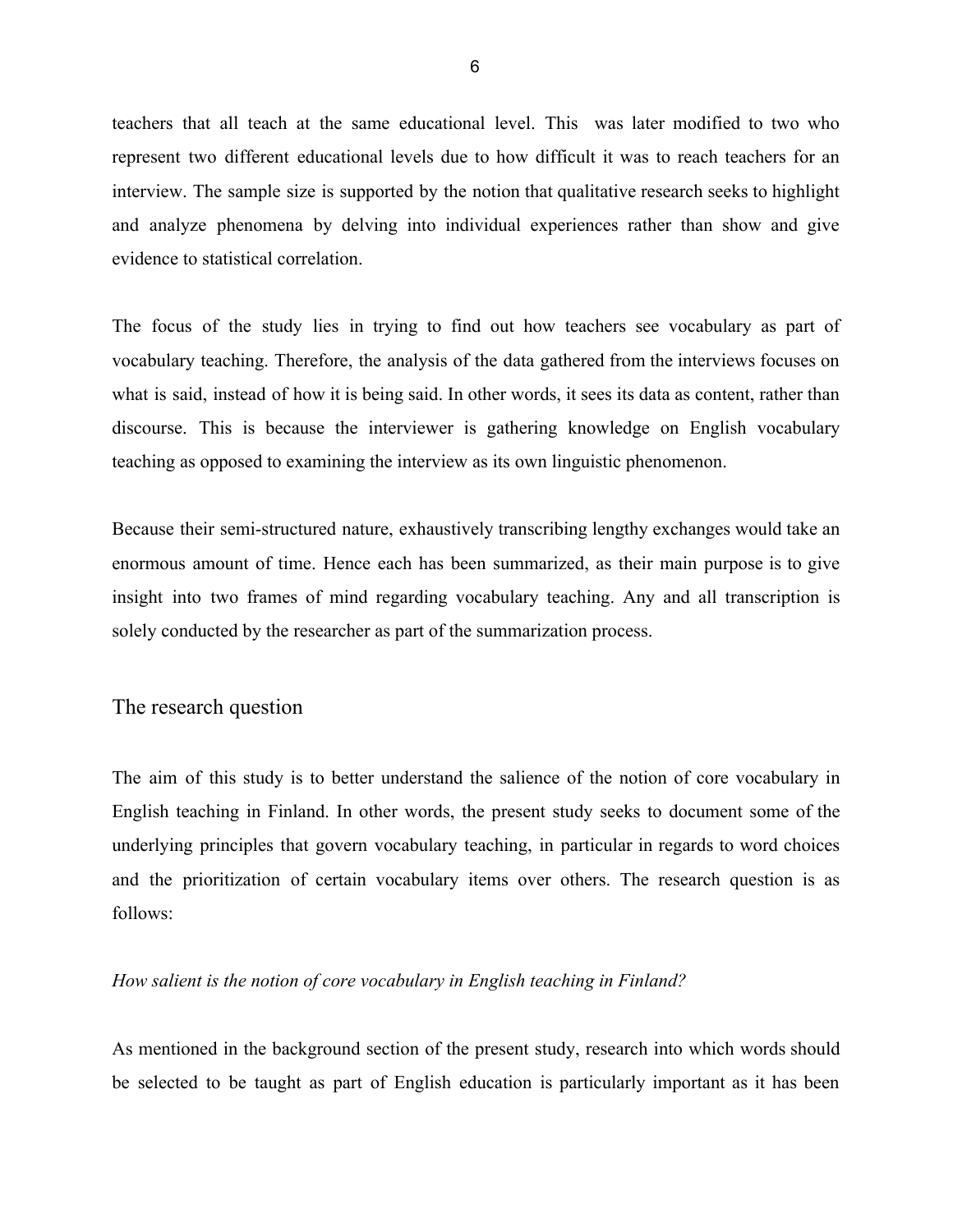teachers that all teach at the same educational level. This  was later modified to two who represent two different educational levels due to how difficult it was to reach teachers for an interview. The sample size is supported by the notion that qualitative research seeks to highlight and analyze phenomena by delving into individual experiences rather than show and give evidence to statistical correlation.

The focus of the study lies in trying to find out how teachers see vocabulary as part of vocabulary teaching. Therefore, the analysis of the data gathered from the interviews focuses on what is said, instead of how it is being said. In other words, it sees its data as content, rather than discourse. This is because the interviewer is gathering knowledge on English vocabulary teaching as opposed to examining the interview as its own linguistic phenomenon.

Because their semi-structured nature, exhaustively transcribing lengthy exchanges would take an enormous amount of time. Hence each has been summarized, as their main purpose is to give insight into two frames of mind regarding vocabulary teaching. Any and all transcription is solely conducted by the researcher as part of the summarization process.

## The research question

The aim of this study is to better understand the salience of the notion of core vocabulary in English teaching in Finland. In other words, the present study seeks to document some of the underlying principles that govern vocabulary teaching, in particular in regards to word choices and the prioritization of certain vocabulary items over others. The research question is as follows:

*How salient is the notion of core vocabulary in English teaching in Finland?*

As mentioned in the background section of the present study, research into which words should be selected to be taught as part of English education is particularly important as it has been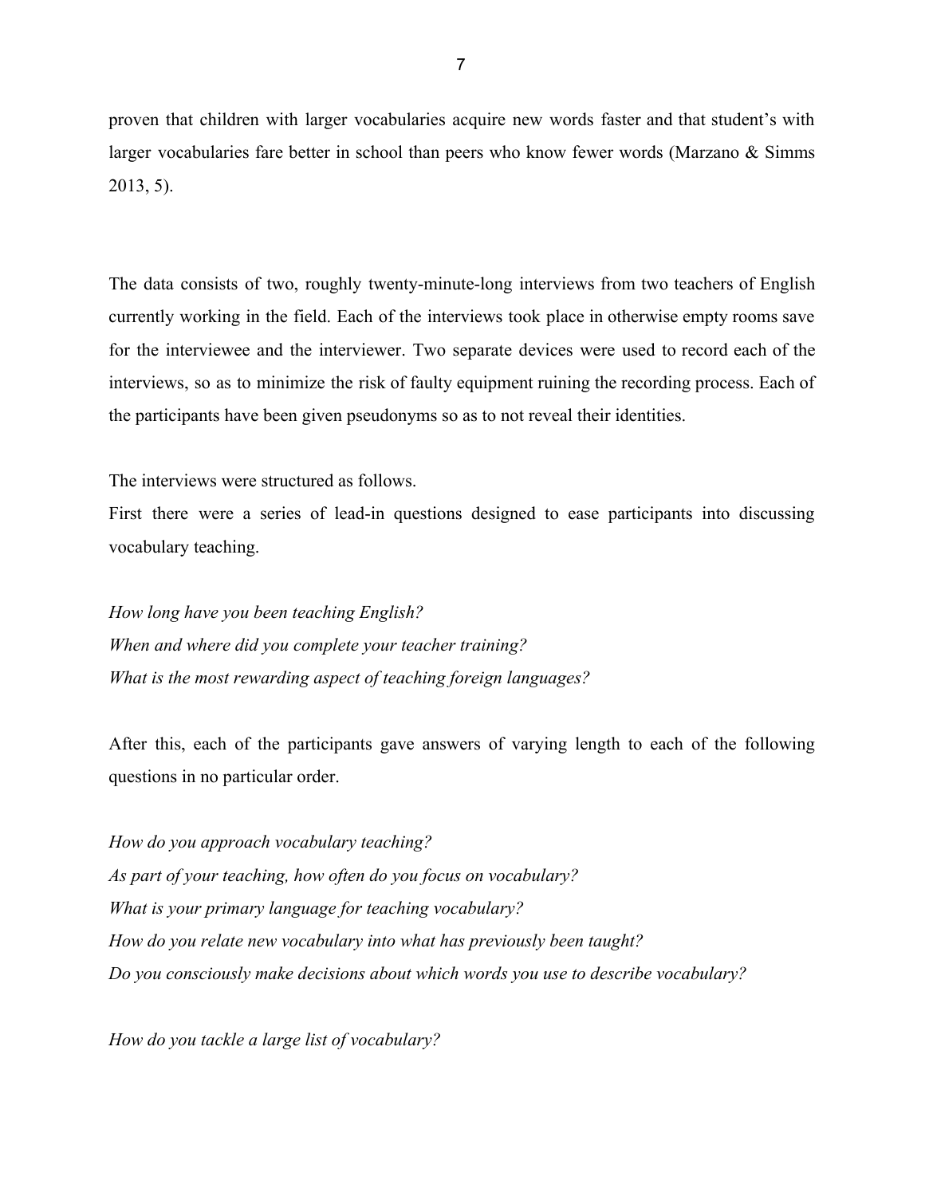proven that children with larger vocabularies acquire new words faster and that student's with larger vocabularies fare better in school than peers who know fewer words (Marzano & Simms 2013, 5).

The data consists of two, roughly twenty-minute-long interviews from two teachers of English currently working in the field. Each of the interviews took place in otherwise empty rooms save for the interviewee and the interviewer. Two separate devices were used to record each of the interviews, so as to minimize the risk of faulty equipment ruining the recording process. Each of the participants have been given pseudonyms so as to not reveal their identities.

The interviews were structured as follows.
First there were a series of lead-in questions designed to ease participants into discussing vocabulary teaching.

*How long have you been teaching English?*
*When and where did you complete your teacher training?*
*What is the most rewarding aspect of teaching foreign languages?*

After this, each of the participants gave answers of varying length to each of the following questions in no particular order.

*How do you approach vocabulary teaching?*
*As part of your teaching, how often do you focus on vocabulary?*
*What is your primary language for teaching vocabulary?*
*How do you relate new vocabulary into what has previously been taught?*
*Do you consciously make decisions about which words you use to describe vocabulary?*

*How do you tackle a large list of vocabulary?*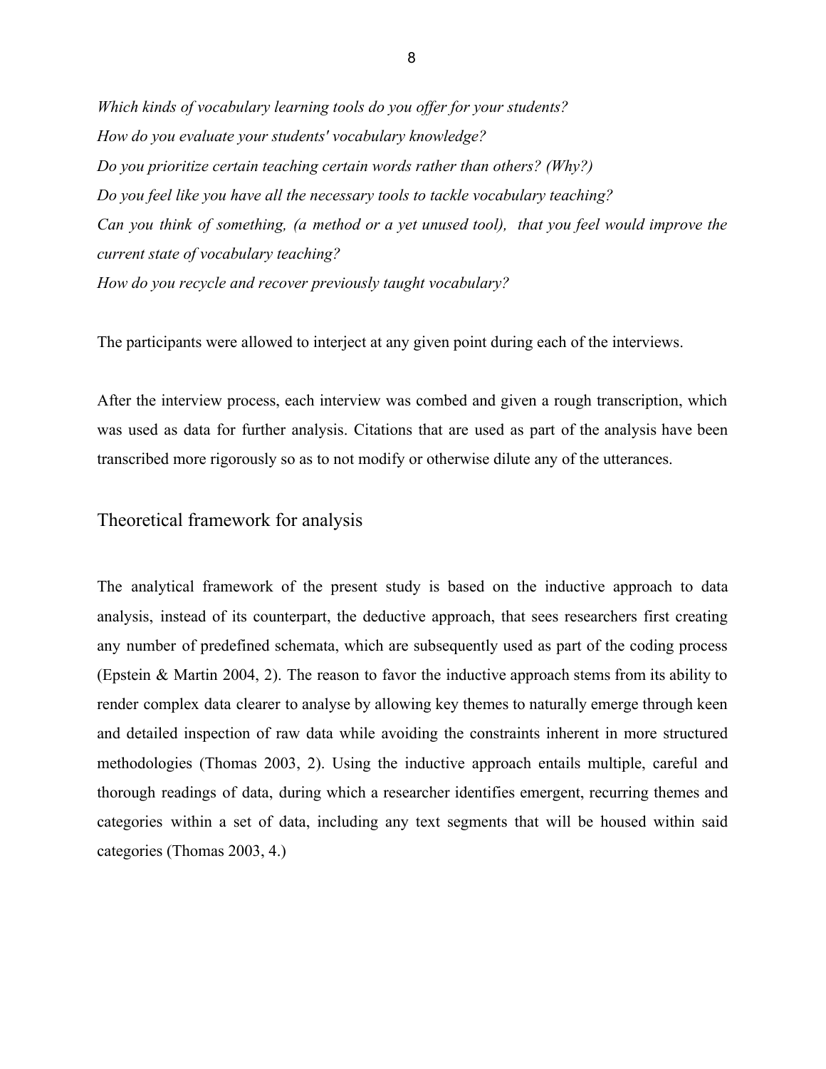*Which kinds of vocabulary learning tools do you offer for your students?*
*How do you evaluate your students' vocabulary knowledge?*
*Do you prioritize certain teaching certain words rather than others? (Why?)*
*Do you feel like you have all the necessary tools to tackle vocabulary teaching?*
*Can you think of something, (a method or a yet unused tool), that you feel would improve the current state of vocabulary teaching?*
*How do you recycle and recover previously taught vocabulary?*

The participants were allowed to interject at any given point during each of the interviews.

After the interview process, each interview was combed and given a rough transcription, which was used as data for further analysis. Citations that are used as part of the analysis have been transcribed more rigorously so as to not modify or otherwise dilute any of the utterances.

## Theoretical framework for analysis

The analytical framework of the present study is based on the inductive approach to data analysis, instead of its counterpart, the deductive approach, that sees researchers first creating any number of predefined schemata, which are subsequently used as part of the coding process (Epstein & Martin 2004, 2). The reason to favor the inductive approach stems from its ability to render complex data clearer to analyse by allowing key themes to naturally emerge through keen and detailed inspection of raw data while avoiding the constraints inherent in more structured methodologies (Thomas 2003, 2). Using the inductive approach entails multiple, careful and thorough readings of data, during which a researcher identifies emergent, recurring themes and categories within a set of data, including any text segments that will be housed within said categories (Thomas 2003, 4.)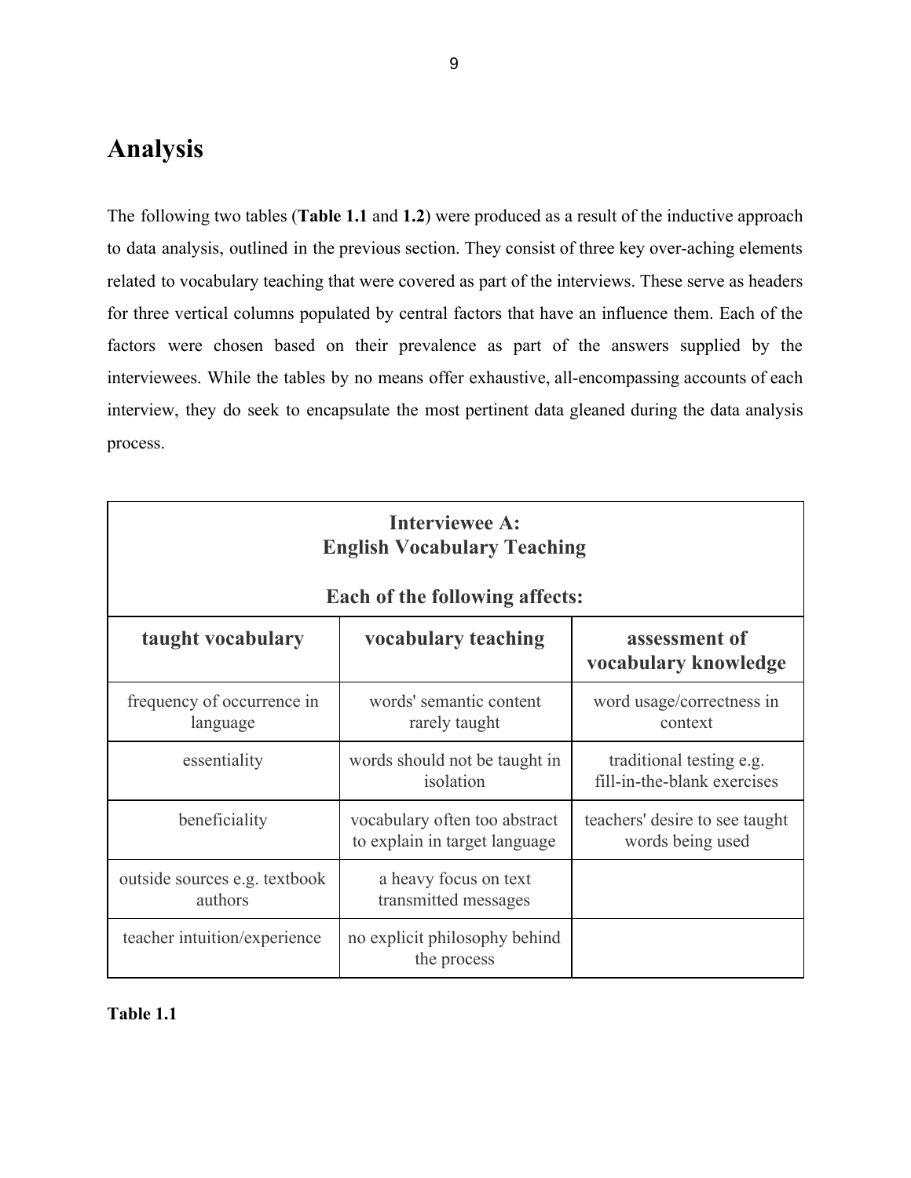# Analysis

The following two tables (**Table 1.1** and **1.2**) were produced as a result of the inductive approach to data analysis, outlined in the previous section. They consist of three key over-aching elements related to vocabulary teaching that were covered as part of the interviews. These serve as headers for three vertical columns populated by central factors that have an influence them. Each of the factors were chosen based on their prevalence as part of the answers supplied by the interviewees. While the tables by no means offer exhaustive, all-encompassing accounts of each interview, they do seek to encapsulate the most pertinent data gleaned during the data analysis process.

| **Interviewee A: English Vocabulary Teaching — Each of the following affects:** | | |
|---|---|---|
| **taught vocabulary** | **vocabulary teaching** | **assessment of vocabulary knowledge** |
| frequency of occurrence in language | words' semantic content rarely taught | word usage/correctness in context |
| essentiality | words should not be taught in isolation | traditional testing e.g. fill-in-the-blank exercises |
| beneficiality | vocabulary often too abstract to explain in target language | teachers' desire to see taught words being used |
| outside sources e.g. textbook authors | a heavy focus on text transmitted messages | |
| teacher intuition/experience | no explicit philosophy behind the process | |

**Table 1.1**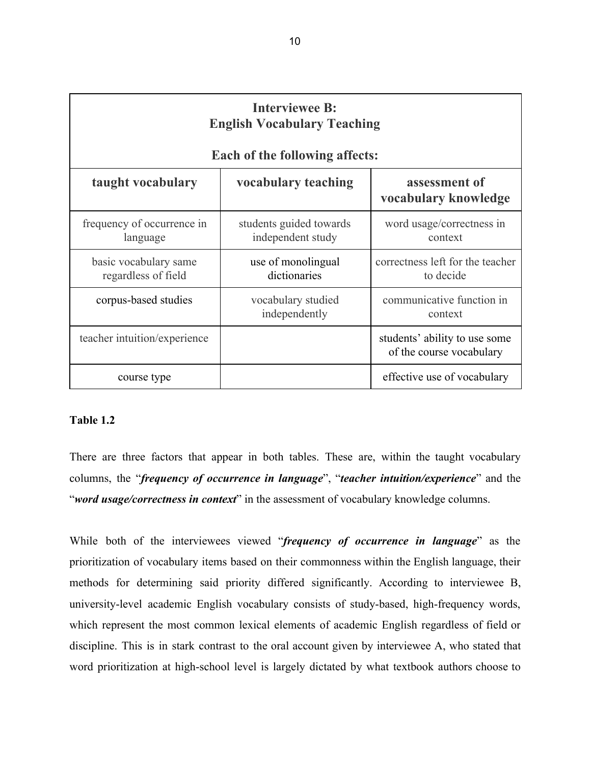| **Interviewee B: English Vocabulary Teaching**<br><br>**Each of the following affects:** | | |
|---|---|---|
| **taught vocabulary** | **vocabulary teaching** | **assessment of vocabulary knowledge** |
| frequency of occurrence in language | students guided towards independent study | word usage/correctness in context |
| basic vocabulary same regardless of field | use of monolingual dictionaries | correctness left for the teacher to decide |
| corpus-based studies | vocabulary studied independently | communicative function in context |
| teacher intuition/experience | | students' ability to use some of the course vocabulary |
| course type | | effective use of vocabulary |

**Table 1.2**

There are three factors that appear in both tables. These are, within the taught vocabulary columns, the "***frequency of occurrence in language***", "***teacher intuition/experience***" and the "***word usage/correctness in context***" in the assessment of vocabulary knowledge columns.

While both of the interviewees viewed "***frequency of occurrence in language***" as the prioritization of vocabulary items based on their commonness within the English language, their methods for determining said priority differed significantly. According to interviewee B, university-level academic English vocabulary consists of study-based, high-frequency words, which represent the most common lexical elements of academic English regardless of field or discipline. This is in stark contrast to the oral account given by interviewee A, who stated that word prioritization at high-school level is largely dictated by what textbook authors choose to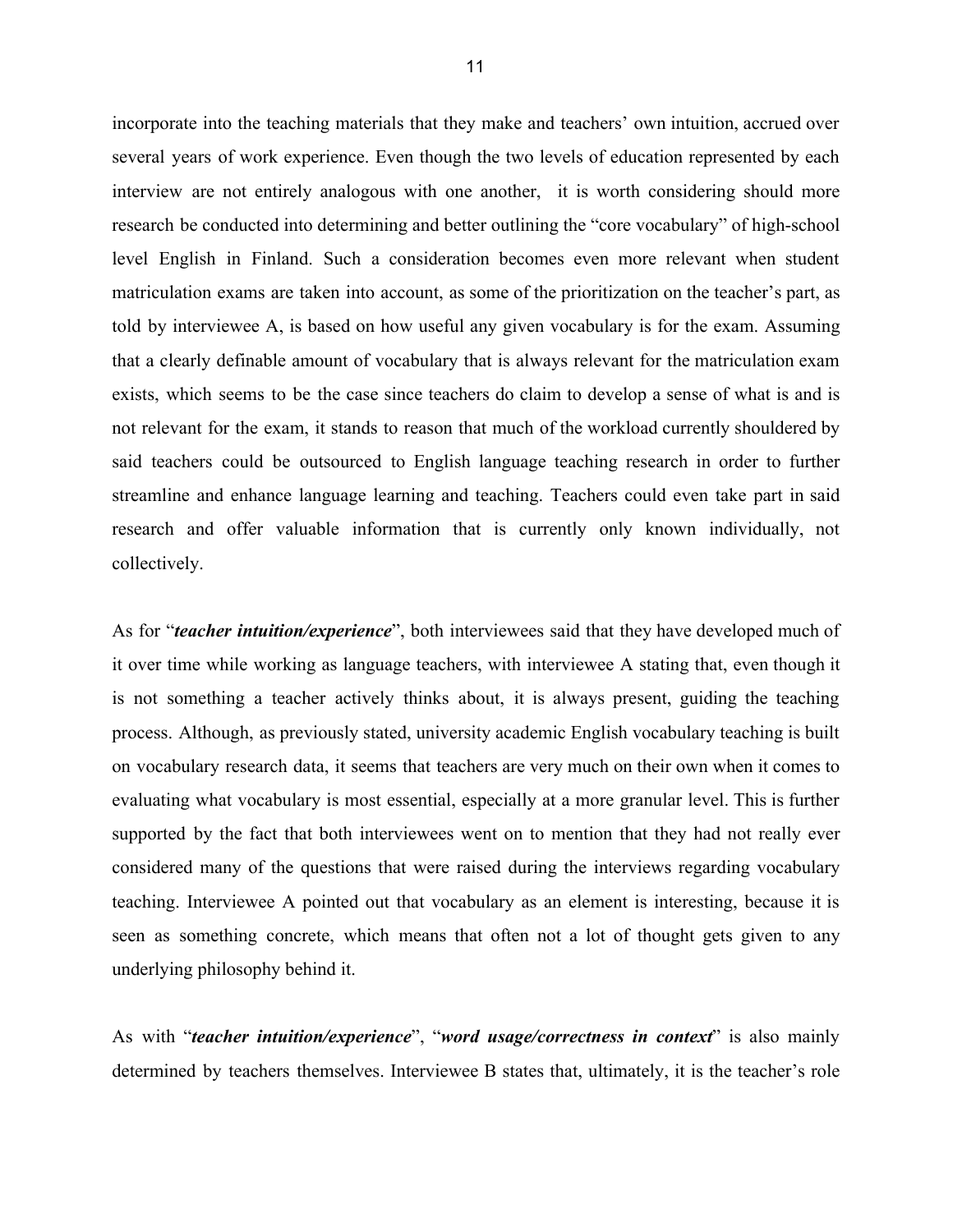incorporate into the teaching materials that they make and teachers' own intuition, accrued over several years of work experience. Even though the two levels of education represented by each interview are not entirely analogous with one another,  it is worth considering should more research be conducted into determining and better outlining the "core vocabulary" of high-school level English in Finland. Such a consideration becomes even more relevant when student matriculation exams are taken into account, as some of the prioritization on the teacher's part, as told by interviewee A, is based on how useful any given vocabulary is for the exam. Assuming that a clearly definable amount of vocabulary that is always relevant for the matriculation exam exists, which seems to be the case since teachers do claim to develop a sense of what is and is not relevant for the exam, it stands to reason that much of the workload currently shouldered by said teachers could be outsourced to English language teaching research in order to further streamline and enhance language learning and teaching. Teachers could even take part in said research and offer valuable information that is currently only known individually, not collectively.

As for "***teacher intuition/experience***", both interviewees said that they have developed much of it over time while working as language teachers, with interviewee A stating that, even though it is not something a teacher actively thinks about, it is always present, guiding the teaching process. Although, as previously stated, university academic English vocabulary teaching is built on vocabulary research data, it seems that teachers are very much on their own when it comes to evaluating what vocabulary is most essential, especially at a more granular level. This is further supported by the fact that both interviewees went on to mention that they had not really ever considered many of the questions that were raised during the interviews regarding vocabulary teaching. Interviewee A pointed out that vocabulary as an element is interesting, because it is seen as something concrete, which means that often not a lot of thought gets given to any underlying philosophy behind it.

As with "***teacher intuition/experience***", "***word usage/correctness in context***" is also mainly determined by teachers themselves. Interviewee B states that, ultimately, it is the teacher's role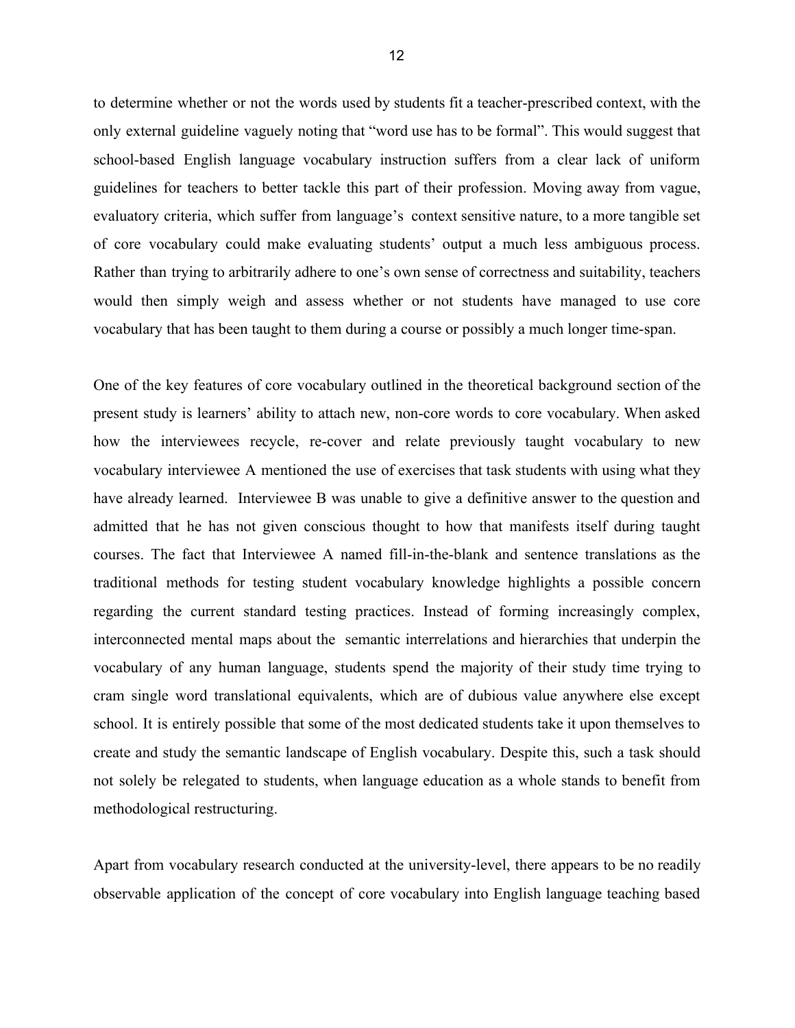to determine whether or not the words used by students fit a teacher-prescribed context, with the only external guideline vaguely noting that "word use has to be formal". This would suggest that school-based English language vocabulary instruction suffers from a clear lack of uniform guidelines for teachers to better tackle this part of their profession. Moving away from vague, evaluatory criteria, which suffer from language's context sensitive nature, to a more tangible set of core vocabulary could make evaluating students' output a much less ambiguous process. Rather than trying to arbitrarily adhere to one's own sense of correctness and suitability, teachers would then simply weigh and assess whether or not students have managed to use core vocabulary that has been taught to them during a course or possibly a much longer time-span.

One of the key features of core vocabulary outlined in the theoretical background section of the present study is learners' ability to attach new, non-core words to core vocabulary. When asked how the interviewees recycle, re-cover and relate previously taught vocabulary to new vocabulary interviewee A mentioned the use of exercises that task students with using what they have already learned. Interviewee B was unable to give a definitive answer to the question and admitted that he has not given conscious thought to how that manifests itself during taught courses. The fact that Interviewee A named fill-in-the-blank and sentence translations as the traditional methods for testing student vocabulary knowledge highlights a possible concern regarding the current standard testing practices. Instead of forming increasingly complex, interconnected mental maps about the semantic interrelations and hierarchies that underpin the vocabulary of any human language, students spend the majority of their study time trying to cram single word translational equivalents, which are of dubious value anywhere else except school. It is entirely possible that some of the most dedicated students take it upon themselves to create and study the semantic landscape of English vocabulary. Despite this, such a task should not solely be relegated to students, when language education as a whole stands to benefit from methodological restructuring.

Apart from vocabulary research conducted at the university-level, there appears to be no readily observable application of the concept of core vocabulary into English language teaching based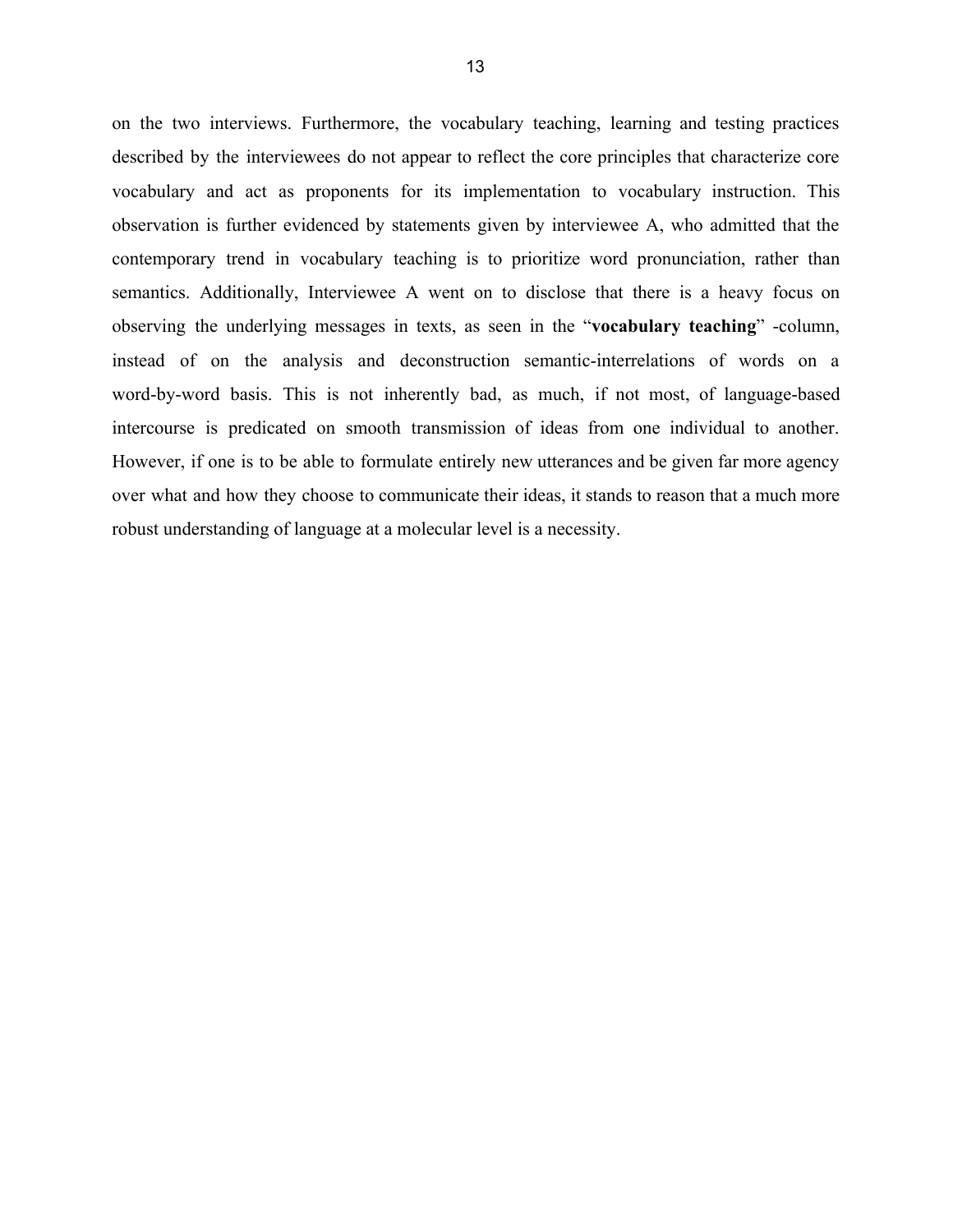on the two interviews. Furthermore, the vocabulary teaching, learning and testing practices described by the interviewees do not appear to reflect the core principles that characterize core vocabulary and act as proponents for its implementation to vocabulary instruction. This observation is further evidenced by statements given by interviewee A, who admitted that the contemporary trend in vocabulary teaching is to prioritize word pronunciation, rather than semantics. Additionally, Interviewee A went on to disclose that there is a heavy focus on observing the underlying messages in texts, as seen in the "**vocabulary teaching**" -column, instead of on the analysis and deconstruction semantic-interrelations of words on a word-by-word basis. This is not inherently bad, as much, if not most, of language-based intercourse is predicated on smooth transmission of ideas from one individual to another. However, if one is to be able to formulate entirely new utterances and be given far more agency over what and how they choose to communicate their ideas, it stands to reason that a much more robust understanding of language at a molecular level is a necessity.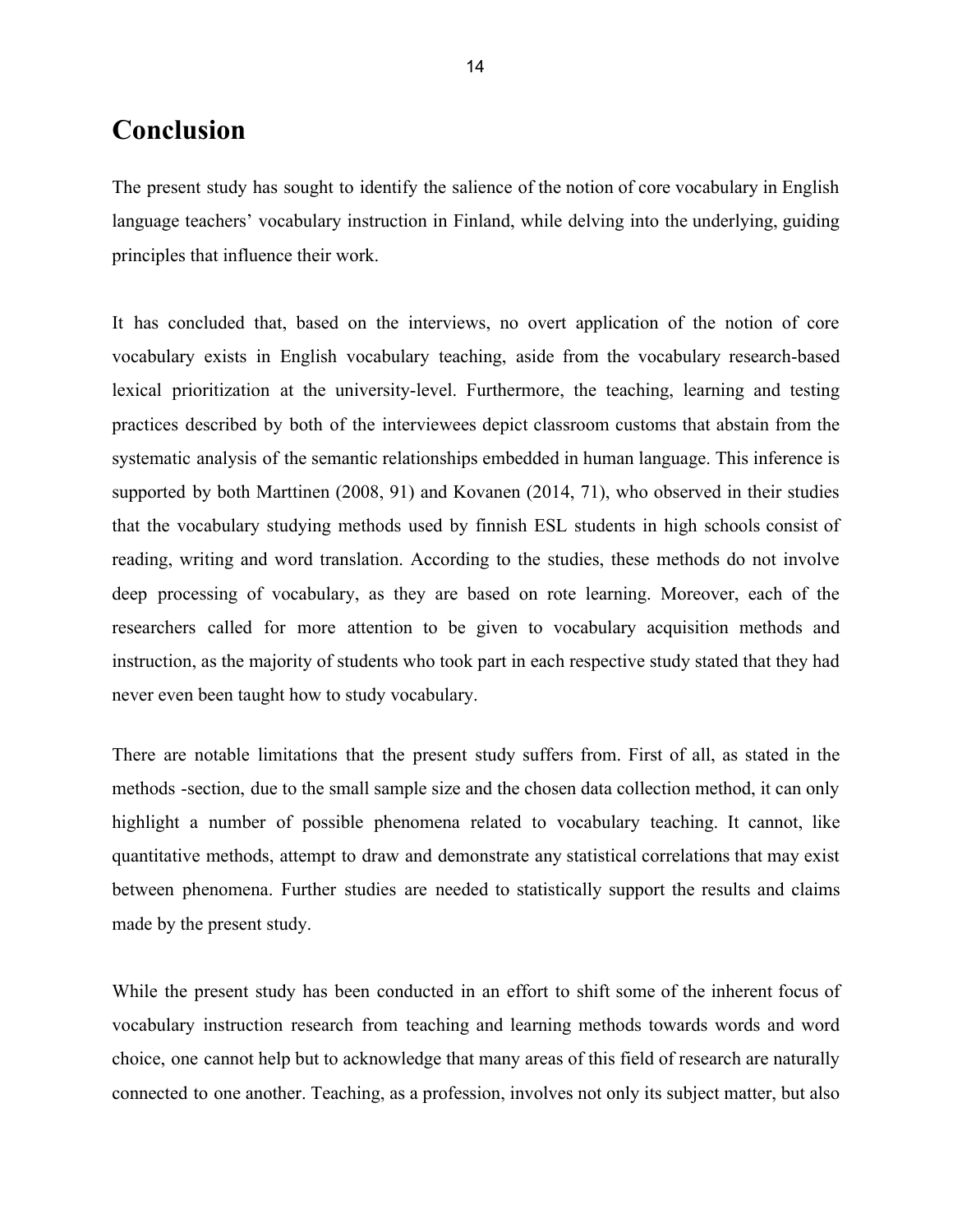# Conclusion

The present study has sought to identify the salience of the notion of core vocabulary in English language teachers' vocabulary instruction in Finland, while delving into the underlying, guiding principles that influence their work.

It has concluded that, based on the interviews, no overt application of the notion of core vocabulary exists in English vocabulary teaching, aside from the vocabulary research-based lexical prioritization at the university-level. Furthermore, the teaching, learning and testing practices described by both of the interviewees depict classroom customs that abstain from the systematic analysis of the semantic relationships embedded in human language. This inference is supported by both Marttinen (2008, 91) and Kovanen (2014, 71), who observed in their studies that the vocabulary studying methods used by finnish ESL students in high schools consist of reading, writing and word translation. According to the studies, these methods do not involve deep processing of vocabulary, as they are based on rote learning. Moreover, each of the researchers called for more attention to be given to vocabulary acquisition methods and instruction, as the majority of students who took part in each respective study stated that they had never even been taught how to study vocabulary.

There are notable limitations that the present study suffers from. First of all, as stated in the methods -section, due to the small sample size and the chosen data collection method, it can only highlight a number of possible phenomena related to vocabulary teaching. It cannot, like quantitative methods, attempt to draw and demonstrate any statistical correlations that may exist between phenomena. Further studies are needed to statistically support the results and claims made by the present study.

While the present study has been conducted in an effort to shift some of the inherent focus of vocabulary instruction research from teaching and learning methods towards words and word choice, one cannot help but to acknowledge that many areas of this field of research are naturally connected to one another. Teaching, as a profession, involves not only its subject matter, but also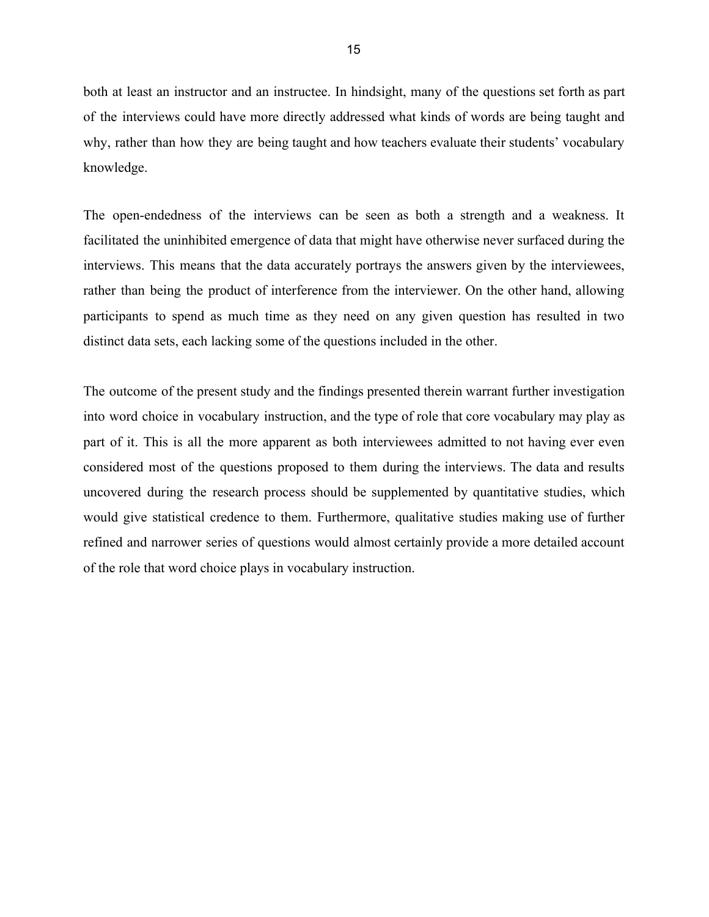both at least an instructor and an instructee. In hindsight, many of the questions set forth as part of the interviews could have more directly addressed what kinds of words are being taught and why, rather than how they are being taught and how teachers evaluate their students' vocabulary knowledge.

The open-endedness of the interviews can be seen as both a strength and a weakness. It facilitated the uninhibited emergence of data that might have otherwise never surfaced during the interviews. This means that the data accurately portrays the answers given by the interviewees, rather than being the product of interference from the interviewer. On the other hand, allowing participants to spend as much time as they need on any given question has resulted in two distinct data sets, each lacking some of the questions included in the other.

The outcome of the present study and the findings presented therein warrant further investigation into word choice in vocabulary instruction, and the type of role that core vocabulary may play as part of it. This is all the more apparent as both interviewees admitted to not having ever even considered most of the questions proposed to them during the interviews. The data and results uncovered during the research process should be supplemented by quantitative studies, which would give statistical credence to them. Furthermore, qualitative studies making use of further refined and narrower series of questions would almost certainly provide a more detailed account of the role that word choice plays in vocabulary instruction.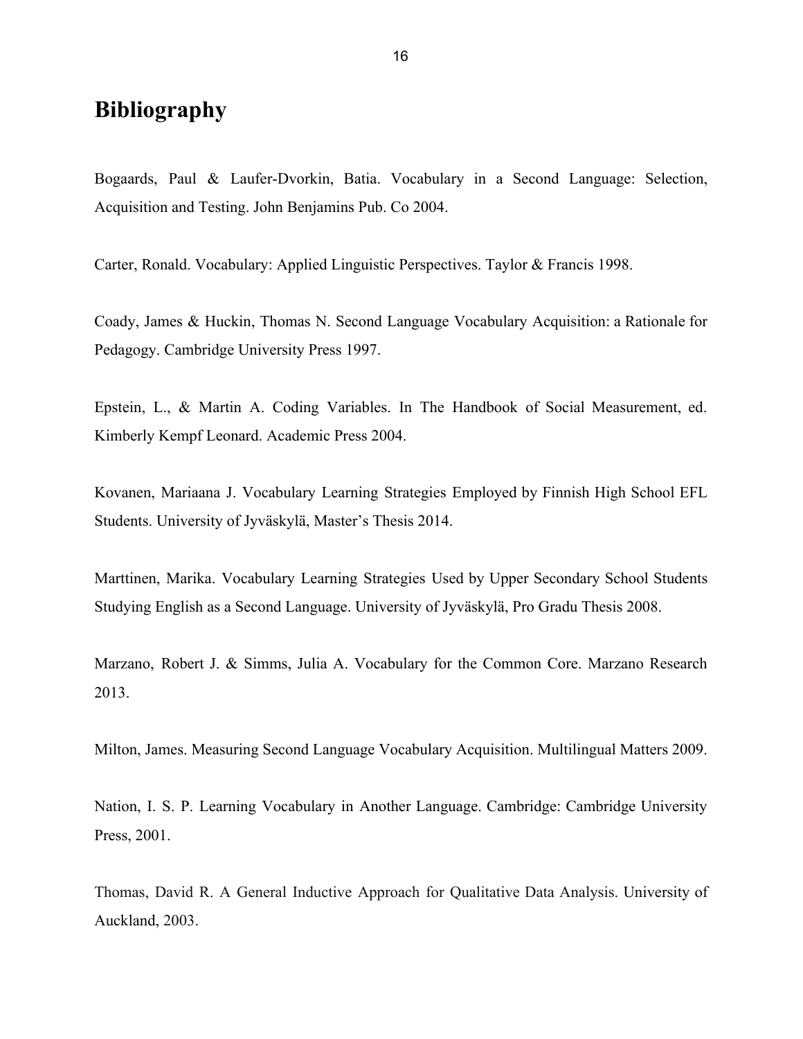# Bibliography

Bogaards, Paul & Laufer-Dvorkin, Batia. Vocabulary in a Second Language: Selection, Acquisition and Testing. John Benjamins Pub. Co 2004.

Carter, Ronald. Vocabulary: Applied Linguistic Perspectives. Taylor & Francis 1998.

Coady, James & Huckin, Thomas N. Second Language Vocabulary Acquisition: a Rationale for Pedagogy. Cambridge University Press 1997.

Epstein, L., & Martin A. Coding Variables. In The Handbook of Social Measurement, ed. Kimberly Kempf Leonard. Academic Press 2004.

Kovanen, Mariaana J. Vocabulary Learning Strategies Employed by Finnish High School EFL Students. University of Jyväskylä, Master's Thesis 2014.

Marttinen, Marika. Vocabulary Learning Strategies Used by Upper Secondary School Students Studying English as a Second Language. University of Jyväskylä, Pro Gradu Thesis 2008.

Marzano, Robert J. & Simms, Julia A. Vocabulary for the Common Core. Marzano Research 2013.

Milton, James. Measuring Second Language Vocabulary Acquisition. Multilingual Matters 2009.

Nation, I. S. P. Learning Vocabulary in Another Language. Cambridge: Cambridge University Press, 2001.

Thomas, David R. A General Inductive Approach for Qualitative Data Analysis. University of Auckland, 2003.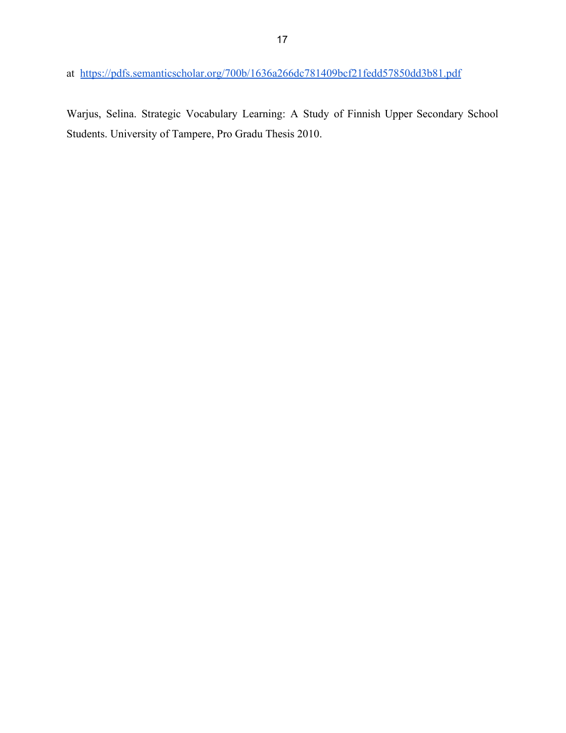at https://pdfs.semanticscholar.org/700b/1636a266dc781409bcf21fedd57850dd3b81.pdf

Warjus, Selina. Strategic Vocabulary Learning: A Study of Finnish Upper Secondary School Students. University of Tampere, Pro Gradu Thesis 2010.